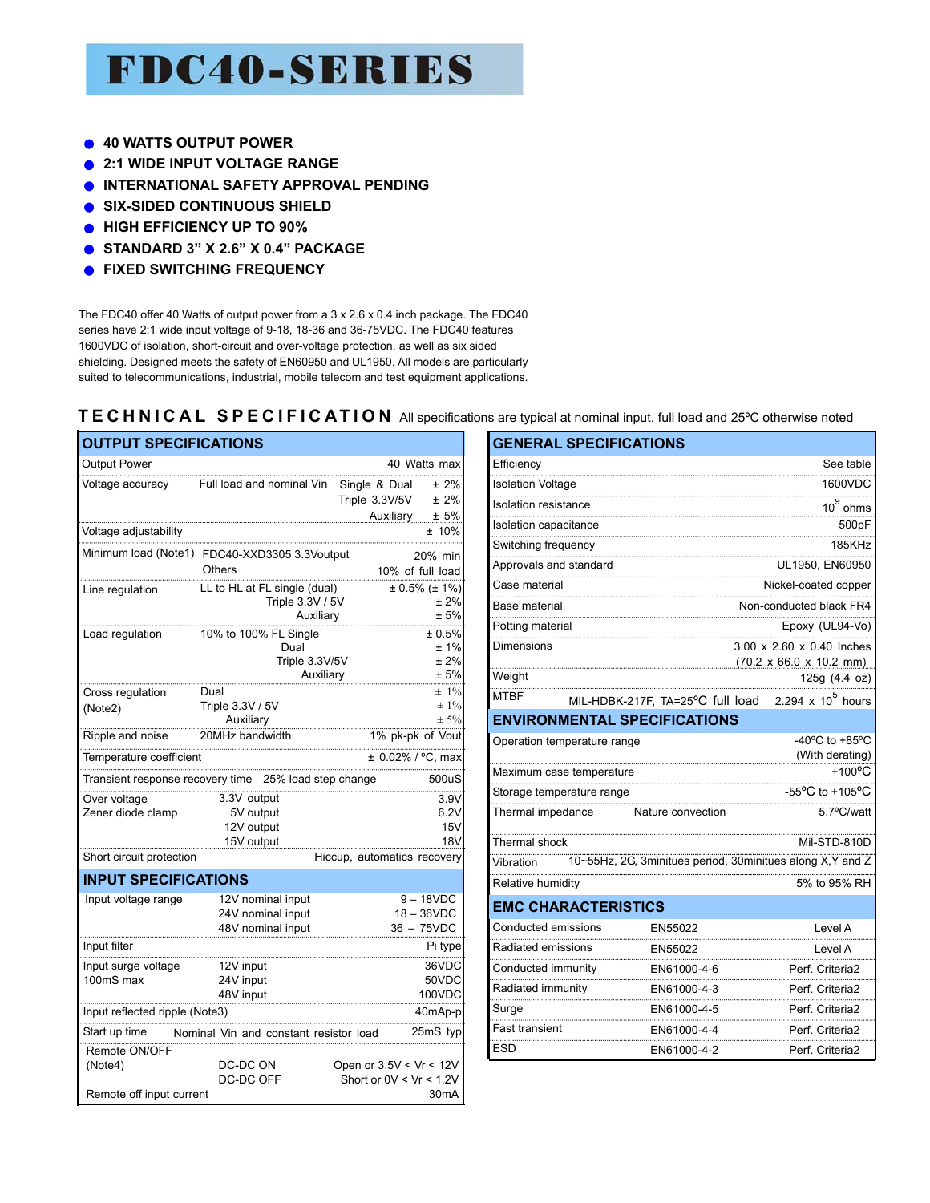# FDC40-SERIES

- 40 WATTS OUTPUT POWER
- 2:1 WIDE INPUT VOLTAGE RANGE
- INTERNATIONAL SAFETY APPROVAL PENDING
- SIX-SIDED CONTINUOUS SHIELD
- HIGH EFFICIENCY UP TO 90%
- STANDARD 3" X 2.6" X 0.4" PACKAGE
- FIXED SWITCHING FREQUENCY

The FDC40 offer 40 Watts of output power from a 3 x 2.6 x 0.4 inch package. The FDC40 series have 2:1 wide input voltage of 9-18, 18-36 and 36-75VDC. The FDC40 features 1600VDC of isolation, short-circuit and over-voltage protection, as well as six sided shielding. Designed meets the safety of EN60950 and UL1950. All models are particularly suited to telecommunications, industrial, mobile telecom and test equipment applications.

## TECHNICAL SPECIFICATION

All specifications are typical at nominal input, full load and 25ºC otherwise noted

### OUTPUT SPECIFICATIONS

| Parameter | Conditions | | Value |
|---|---|---|---|
| Output Power | | | 40 Watts max |
| Voltage accuracy | Full load and nominal Vin | Single & Dual | ± 2% |
| | | Triple 3.3V/5V | ± 2% |
| | | Auxiliary | ± 5% |
| Voltage adjustability | | | ± 10% |
| Minimum load (Note1) | FDC40-XXD3305 3.3Voutput | | 20% min |
| | Others | | 10% of full load |
| Line regulation | LL to HL at FL single (dual) | | ± 0.5% (± 1%) |
| | Triple 3.3V / 5V | | ± 2% |
| | Auxiliary | | ± 5% |
| Load regulation | 10% to 100% FL Single | | ± 0.5% |
| | Dual | | ± 1% |
| | Triple 3.3V/5V | | ± 2% |
| | Auxiliary | | ± 5% |
| Cross regulation (Note2) | Dual | | ± 1% |
| | Triple 3.3V / 5V | | ± 1% |
| | Auxiliary | | ± 5% |
| Ripple and noise | 20MHz bandwidth | | 1% pk-pk of Vout |
| Temperature coefficient | | | ± 0.02% / °C, max |
| Transient response recovery time | 25% load step change | | 500uS |
| Over voltage Zener diode clamp | 3.3V output | | 3.9V |
| | 5V output | | 6.2V |
| | 12V output | | 15V |
| | 15V output | | 18V |
| Short circuit protection | | | Hiccup, automatics recovery |

### INPUT SPECIFICATIONS

| Parameter | Conditions | Value |
|---|---|---|
| Input voltage range | 12V nominal input | 9 – 18VDC |
| | 24V nominal input | 18 – 36VDC |
| | 48V nominal input | 36 – 75VDC |
| Input filter | | Pi type |
| Input surge voltage 100mS max | 12V input | 36VDC |
| | 24V input | 50VDC |
| | 48V input | 100VDC |
| Input reflected ripple (Note3) | | 40mAp-p |
| Start up time | Nominal Vin and constant resistor load | 25mS typ |
| Remote ON/OFF (Note4) | DC-DC ON | Open or 3.5V < Vr < 12V |
| | DC-DC OFF | Short or 0V < Vr < 1.2V |
| Remote off input current | | 30mA |

### GENERAL SPECIFICATIONS

| Parameter | Conditions | Value |
|---|---|---|
| Efficiency | | See table |
| Isolation Voltage | | 1600VDC |
| Isolation resistance | | $10^9$ ohms |
| Isolation capacitance | | 500pF |
| Switching frequency | | 185KHz |
| Approvals and standard | | UL1950, EN60950 |
| Case material | | Nickel-coated copper |
| Base material | | Non-conducted black FR4 |
| Potting material | | Epoxy (UL94-Vo) |
| Dimensions | | 3.00 x 2.60 x 0.40 Inches (70.2 x 66.0 x 10.2 mm) |
| Weight | | 125g (4.4 oz) |
| MTBF | MIL-HDBK-217F, TA=25ºC full load | $2.294 \times 10^5$ hours |

### ENVIRONMENTAL SPECIFICATIONS

| Parameter | Conditions | Value |
|---|---|---|
| Operation temperature range | | -40ºC to +85ºC (With derating) |
| Maximum case temperature | | +100ºC |
| Storage temperature range | | -55ºC to +105ºC |
| Thermal impedance | Nature convection | 5.7ºC/watt |
| Thermal shock | | Mil-STD-810D |
| Vibration | 10~55Hz, 2G, 3minitues period, 30minitues along X,Y and Z | |
| Relative humidity | | 5% to 95% RH |

### EMC CHARACTERISTICS

| Parameter | Standard | Level |
|---|---|---|
| Conducted emissions | EN55022 | Level A |
| Radiated emissions | EN55022 | Level A |
| Conducted immunity | EN61000-4-6 | Perf. Criteria2 |
| Radiated immunity | EN61000-4-3 | Perf. Criteria2 |
| Surge | EN61000-4-5 | Perf. Criteria2 |
| Fast transient | EN61000-4-4 | Perf. Criteria2 |
| ESD | EN61000-4-2 | Perf. Criteria2 |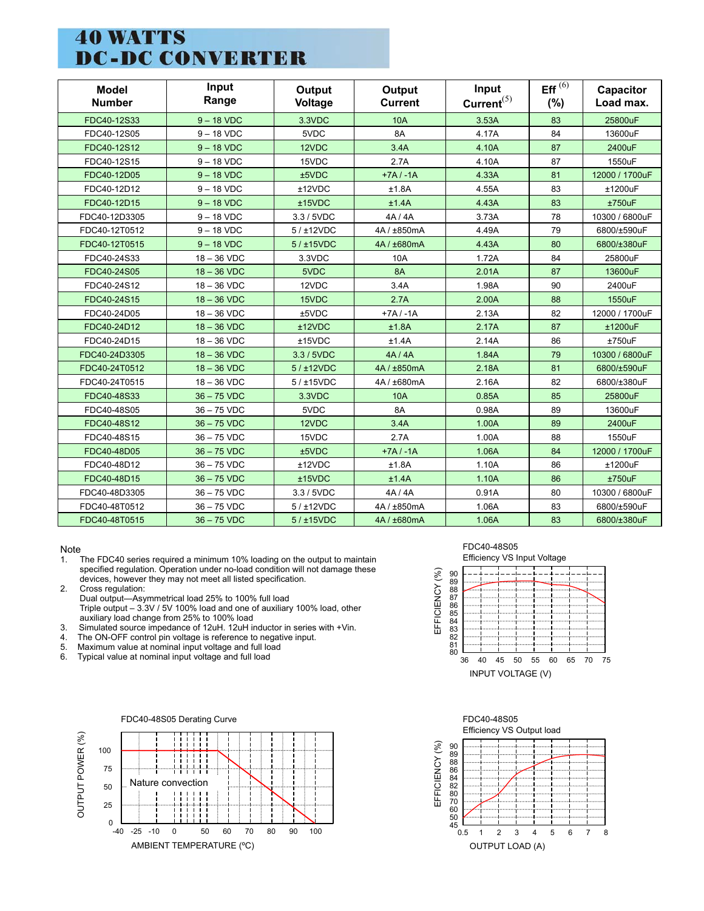# 40 WATTS DC-DC CONVERTER

| Model Number | Input Range | Output Voltage | Output Current | Input Current[5] | Eff [6] (%) | Capacitor Load max. |
|---|---|---|---|---|---|---|
| FDC40-12S33 | 9 – 18 VDC | 3.3VDC | 10A | 3.53A | 83 | 25800uF |
| FDC40-12S05 | 9 – 18 VDC | 5VDC | 8A | 4.17A | 84 | 13600uF |
| FDC40-12S12 | 9 – 18 VDC | 12VDC | 3.4A | 4.10A | 87 | 2400uF |
| FDC40-12S15 | 9 – 18 VDC | 15VDC | 2.7A | 4.10A | 87 | 1550uF |
| FDC40-12D05 | 9 – 18 VDC | ±5VDC | +7A / -1A | 4.33A | 81 | 12000 / 1700uF |
| FDC40-12D12 | 9 – 18 VDC | ±12VDC | ±1.8A | 4.55A | 83 | ±1200uF |
| FDC40-12D15 | 9 – 18 VDC | ±15VDC | ±1.4A | 4.43A | 83 | ±750uF |
| FDC40-12D3305 | 9 – 18 VDC | 3.3 / 5VDC | 4A / 4A | 3.73A | 78 | 10300 / 6800uF |
| FDC40-12T0512 | 9 – 18 VDC | 5 / ±12VDC | 4A / ±850mA | 4.49A | 79 | 6800/±590uF |
| FDC40-12T0515 | 9 – 18 VDC | 5 / ±15VDC | 4A / ±680mA | 4.43A | 80 | 6800/±380uF |
| FDC40-24S33 | 18 – 36 VDC | 3.3VDC | 10A | 1.72A | 84 | 25800uF |
| FDC40-24S05 | 18 – 36 VDC | 5VDC | 8A | 2.01A | 87 | 13600uF |
| FDC40-24S12 | 18 – 36 VDC | 12VDC | 3.4A | 1.98A | 90 | 2400uF |
| FDC40-24S15 | 18 – 36 VDC | 15VDC | 2.7A | 2.00A | 88 | 1550uF |
| FDC40-24D05 | 18 – 36 VDC | ±5VDC | +7A / -1A | 2.13A | 82 | 12000 / 1700uF |
| FDC40-24D12 | 18 – 36 VDC | ±12VDC | ±1.8A | 2.17A | 87 | ±1200uF |
| FDC40-24D15 | 18 – 36 VDC | ±15VDC | ±1.4A | 2.14A | 86 | ±750uF |
| FDC40-24D3305 | 18 – 36 VDC | 3.3 / 5VDC | 4A / 4A | 1.84A | 79 | 10300 / 6800uF |
| FDC40-24T0512 | 18 – 36 VDC | 5 / ±12VDC | 4A / ±850mA | 2.18A | 81 | 6800/±590uF |
| FDC40-24T0515 | 18 – 36 VDC | 5 / ±15VDC | 4A / ±680mA | 2.16A | 82 | 6800/±380uF |
| FDC40-48S33 | 36 – 75 VDC | 3.3VDC | 10A | 0.85A | 85 | 25800uF |
| FDC40-48S05 | 36 – 75 VDC | 5VDC | 8A | 0.98A | 89 | 13600uF |
| FDC40-48S12 | 36 – 75 VDC | 12VDC | 3.4A | 1.00A | 89 | 2400uF |
| FDC40-48S15 | 36 – 75 VDC | 15VDC | 2.7A | 1.00A | 88 | 1550uF |
| FDC40-48D05 | 36 – 75 VDC | ±5VDC | +7A / -1A | 1.06A | 84 | 12000 / 1700uF |
| FDC40-48D12 | 36 – 75 VDC | ±12VDC | ±1.8A | 1.10A | 86 | ±1200uF |
| FDC40-48D15 | 36 – 75 VDC | ±15VDC | ±1.4A | 1.10A | 86 | ±750uF |
| FDC40-48D3305 | 36 – 75 VDC | 3.3 / 5VDC | 4A / 4A | 0.91A | 80 | 10300 / 6800uF |
| FDC40-48T0512 | 36 – 75 VDC | 5 / ±12VDC | 4A / ±850mA | 1.06A | 83 | 6800/±590uF |
| FDC40-48T0515 | 36 – 75 VDC | 5 / ±15VDC | 4A / ±680mA | 1.06A | 83 | 6800/±380uF |

Note

1. The FDC40 series required a minimum 10% loading on the output to maintain specified regulation. Operation under no-load condition will not damage these devices, however they may not meet all listed specification.
2. Cross regulation:
   Dual output—Asymmetrical load 25% to 100% full load
   Triple output – 3.3V / 5V 100% load and one of auxiliary 100% load, other auxiliary load change from 25% to 100% load
3. Simulated source impedance of 12uH. 12uH inductor in series with +Vin.
4. The ON-OFF control pin voltage is reference to negative input.
5. Maximum value at nominal input voltage and full load
6. Typical value at nominal input voltage and full load

FDC40-48S05
Efficiency VS Input Voltage

FDC40-48S05 Derating Curve

FDC40-48S05
Efficiency VS Output load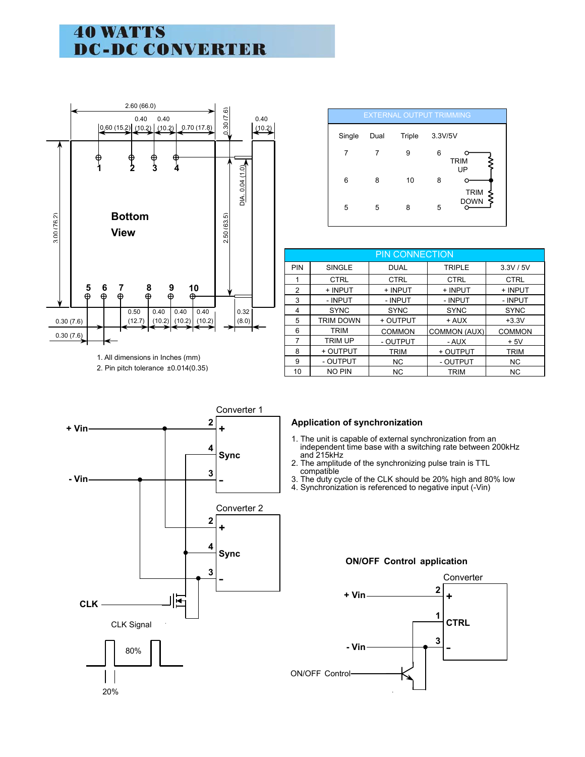# 40 WATTS DC-DC CONVERTER

Bottom View

2.60 (66.0)
0.60 (15.2)
0.40 (10.2)
0.40 (10.2)
0.70 (17.8)
0.30 (7.6)
0.40 (10.2)
3.00 (76.2)
2.50 (63.5)
DIA. 0.04 (1.0)
0.50 (12.7)
0.40 (10.2)
0.40 (10.2)
0.40 (10.2)
0.32 (8.0)
0.30 (7.6)
0.30 (7.6)

1. All dimensions in Inches (mm)
2. Pin pitch tolerance ±0.014(0.35)

EXTERNAL OUTPUT TRIMMING

| Single | Dual | Triple | 3.3V/5V | |
|---|---|---|---|---|
| 7 | 7 | 9 | 6 | TRIM UP |
| 6 | 8 | 10 | 8 | |
| 5 | 5 | 8 | 5 | TRIM DOWN |

PIN CONNECTION

| PIN | SINGLE | DUAL | TRIPLE | 3.3V / 5V |
|---|---|---|---|---|
| 1 | CTRL | CTRL | CTRL | CTRL |
| 2 | + INPUT | + INPUT | + INPUT | + INPUT |
| 3 | - INPUT | - INPUT | - INPUT | - INPUT |
| 4 | SYNC | SYNC | SYNC | SYNC |
| 5 | TRIM DOWN | + OUTPUT | + AUX | +3.3V |
| 6 | TRIM | COMMON | COMMON (AUX) | COMMON |
| 7 | TRIM UP | - OUTPUT | - AUX | + 5V |
| 8 | + OUTPUT | TRIM | + OUTPUT | TRIM |
| 9 | - OUTPUT | NC | - OUTPUT | NC |
| 10 | NO PIN | NC | TRIM | NC |

Converter 1
Converter 2
+ Vin
- Vin
Sync
CLK
CLK Signal
80%
20%

## Application of synchronization

1. The unit is capable of external synchronization from an independent time base with a switching rate between 200kHz and 215kHz
2. The amplitude of the synchronizing pulse train is TTL compatible
3. The duty cycle of the CLK should be 20% high and 80% low
4. Synchronization is referenced to negative input (-Vin)

## ON/OFF Control application

Converter
+ Vin
- Vin
CTRL
ON/OFF Control